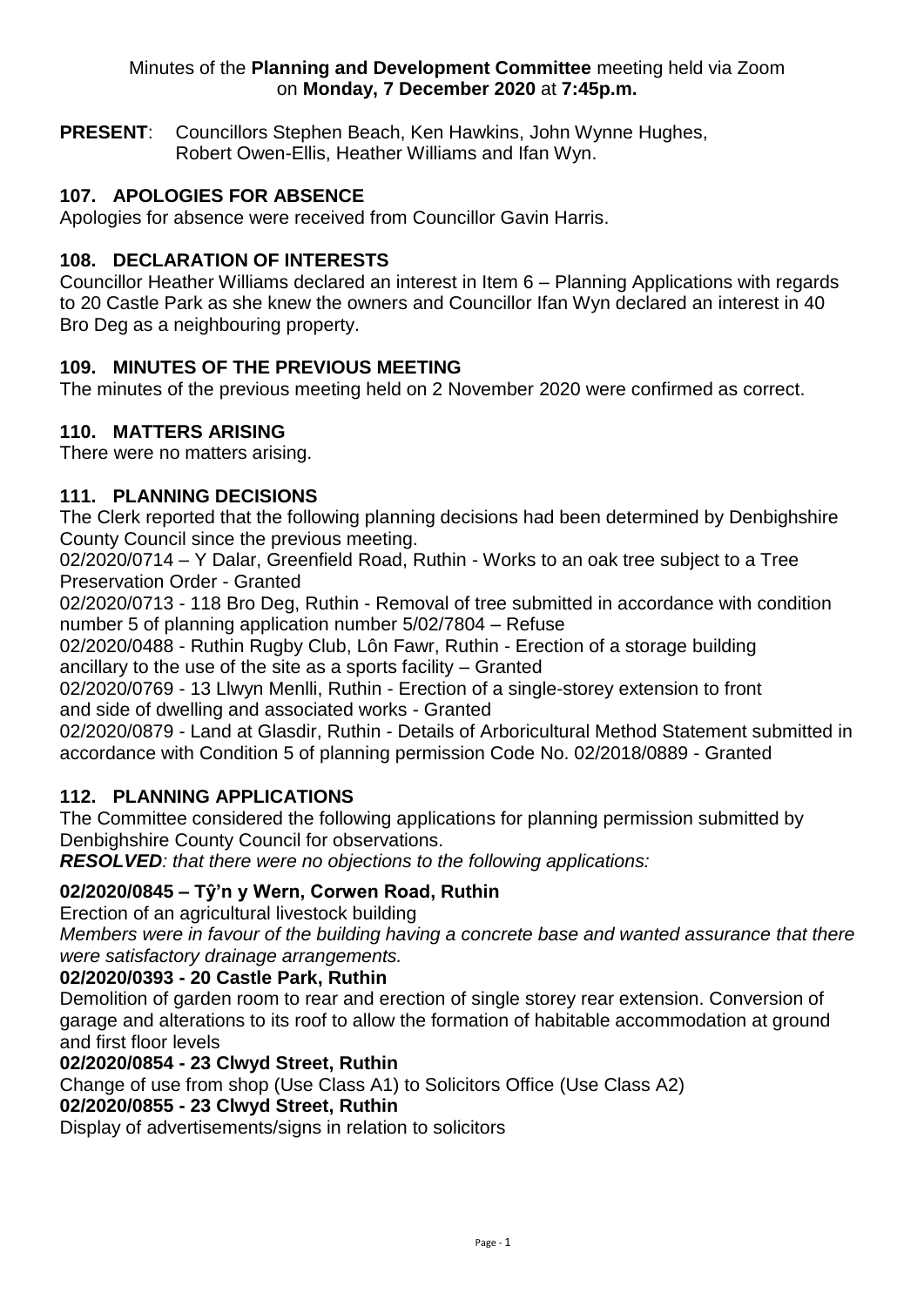Minutes of the **Planning and Development Committee** meeting held via Zoom on **Monday, 7 December 2020** at **7:45p.m.**

**PRESENT**: Councillors Stephen Beach, Ken Hawkins, John Wynne Hughes, Robert Owen-Ellis, Heather Williams and Ifan Wyn.

## 107. APOLOGIES FOR ABSENCE

Apologies for absence were received from Councillor Gavin Harris.

## 108. DECLARATION OF INTERESTS

Councillor Heather Williams declared an interest in Item 6 – Planning Applications with regards to 20 Castle Park as she knew the owners and Councillor Ifan Wyn declared an interest in 40 Bro Deg as a neighbouring property.

## 109. MINUTES OF THE PREVIOUS MEETING

The minutes of the previous meeting held on 2 November 2020 were confirmed as correct.

## 110. MATTERS ARISING

There were no matters arising.

## 111. PLANNING DECISIONS

The Clerk reported that the following planning decisions had been determined by Denbighshire County Council since the previous meeting.

02/2020/0714 – Y Dalar, Greenfield Road, Ruthin - Works to an oak tree subject to a Tree Preservation Order - Granted

02/2020/0713 - 118 Bro Deg, Ruthin - Removal of tree submitted in accordance with condition number 5 of planning application number 5/02/7804 – Refuse

02/2020/0488 - Ruthin Rugby Club, Lôn Fawr, Ruthin - Erection of a storage building ancillary to the use of the site as a sports facility – Granted

02/2020/0769 - 13 Llwyn Menlli, Ruthin - Erection of a single-storey extension to front and side of dwelling and associated works - Granted

02/2020/0879 - Land at Glasdir, Ruthin - Details of Arboricultural Method Statement submitted in accordance with Condition 5 of planning permission Code No. 02/2018/0889 - Granted

## 112. PLANNING APPLICATIONS

The Committee considered the following applications for planning permission submitted by Denbighshire County Council for observations.

***RESOLVED****: that there were no objections to the following applications:*

### 02/2020/0845 – Tŷ'n y Wern, Corwen Road, Ruthin

Erection of an agricultural livestock building

*Members were in favour of the building having a concrete base and wanted assurance that there were satisfactory drainage arrangements.*

### 02/2020/0393 - 20 Castle Park, Ruthin

Demolition of garden room to rear and erection of single storey rear extension. Conversion of garage and alterations to its roof to allow the formation of habitable accommodation at ground and first floor levels

### 02/2020/0854 - 23 Clwyd Street, Ruthin

Change of use from shop (Use Class A1) to Solicitors Office (Use Class A2)

### 02/2020/0855 - 23 Clwyd Street, Ruthin

Display of advertisements/signs in relation to solicitors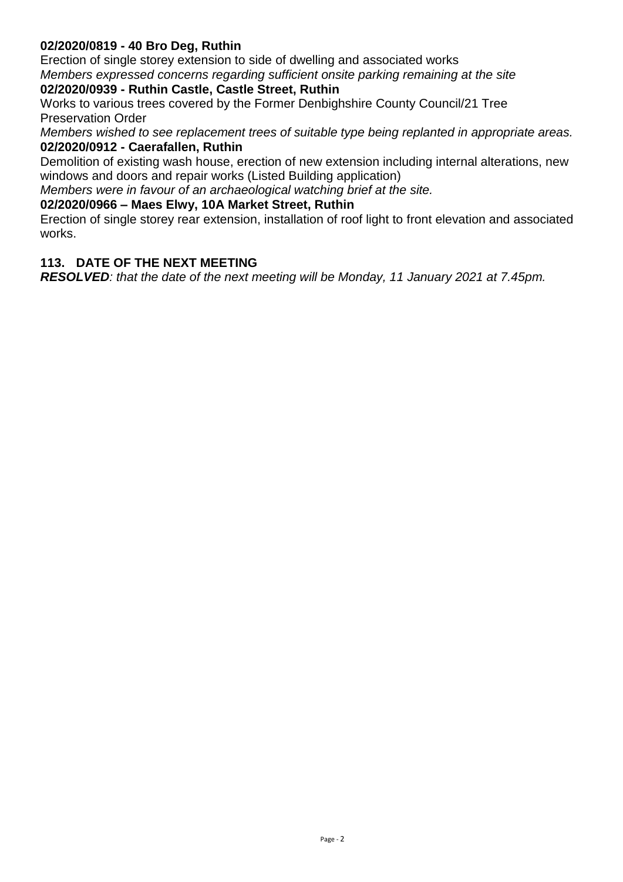**02/2020/0819 - 40 Bro Deg, Ruthin**

Erection of single storey extension to side of dwelling and associated works

*Members expressed concerns regarding sufficient onsite parking remaining at the site*

**02/2020/0939 - Ruthin Castle, Castle Street, Ruthin**

Works to various trees covered by the Former Denbighshire County Council/21 Tree Preservation Order

*Members wished to see replacement trees of suitable type being replanted in appropriate areas.*

**02/2020/0912 - Caerafallen, Ruthin**

Demolition of existing wash house, erection of new extension including internal alterations, new windows and doors and repair works (Listed Building application)

*Members were in favour of an archaeological watching brief at the site.*

**02/2020/0966 – Maes Elwy, 10A Market Street, Ruthin**

Erection of single storey rear extension, installation of roof light to front elevation and associated works.

## 113. DATE OF THE NEXT MEETING

***RESOLVED****: that the date of the next meeting will be Monday, 11 January 2021 at 7.45pm.*